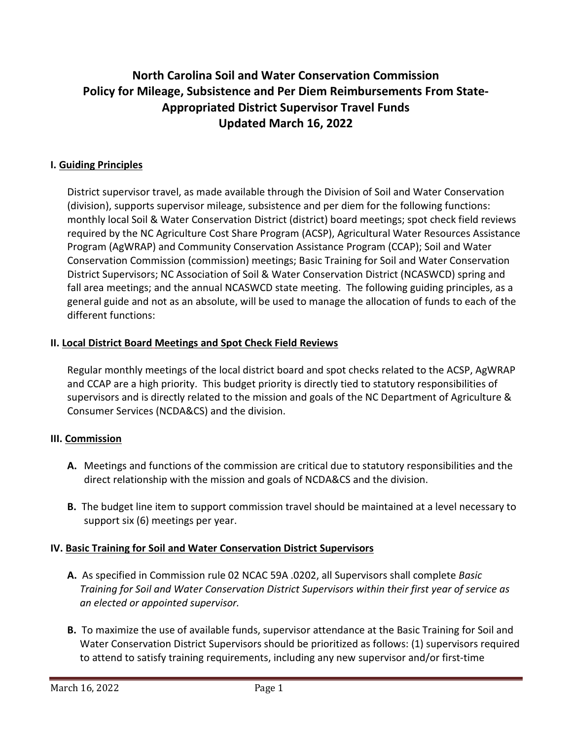# North Carolina Soil and Water Conservation Commission Policy for Mileage, Subsistence and Per Diem Reimbursements From State-Appropriated District Supervisor Travel Funds Updated March 16, 2022

## I. Guiding Principles

District supervisor travel, as made available through the Division of Soil and Water Conservation (division), supports supervisor mileage, subsistence and per diem for the following functions: monthly local Soil & Water Conservation District (district) board meetings; spot check field reviews required by the NC Agriculture Cost Share Program (ACSP), Agricultural Water Resources Assistance Program (AgWRAP) and Community Conservation Assistance Program (CCAP); Soil and Water Conservation Commission (commission) meetings; Basic Training for Soil and Water Conservation District Supervisors; NC Association of Soil & Water Conservation District (NCASWCD) spring and fall area meetings; and the annual NCASWCD state meeting. The following guiding principles, as a general guide and not as an absolute, will be used to manage the allocation of funds to each of the different functions:

## II. Local District Board Meetings and Spot Check Field Reviews

Regular monthly meetings of the local district board and spot checks related to the ACSP, AgWRAP and CCAP are a high priority. This budget priority is directly tied to statutory responsibilities of supervisors and is directly related to the mission and goals of the NC Department of Agriculture & Consumer Services (NCDA&CS) and the division.

## III. Commission

**A.** Meetings and functions of the commission are critical due to statutory responsibilities and the direct relationship with the mission and goals of NCDA&CS and the division.

**B.** The budget line item to support commission travel should be maintained at a level necessary to support six (6) meetings per year.

## IV. Basic Training for Soil and Water Conservation District Supervisors

**A.** As specified in Commission rule 02 NCAC 59A .0202, all Supervisors shall complete *Basic Training for Soil and Water Conservation District Supervisors within their first year of service as an elected or appointed supervisor.*

**B.** To maximize the use of available funds, supervisor attendance at the Basic Training for Soil and Water Conservation District Supervisors should be prioritized as follows: (1) supervisors required to attend to satisfy training requirements, including any new supervisor and/or first-time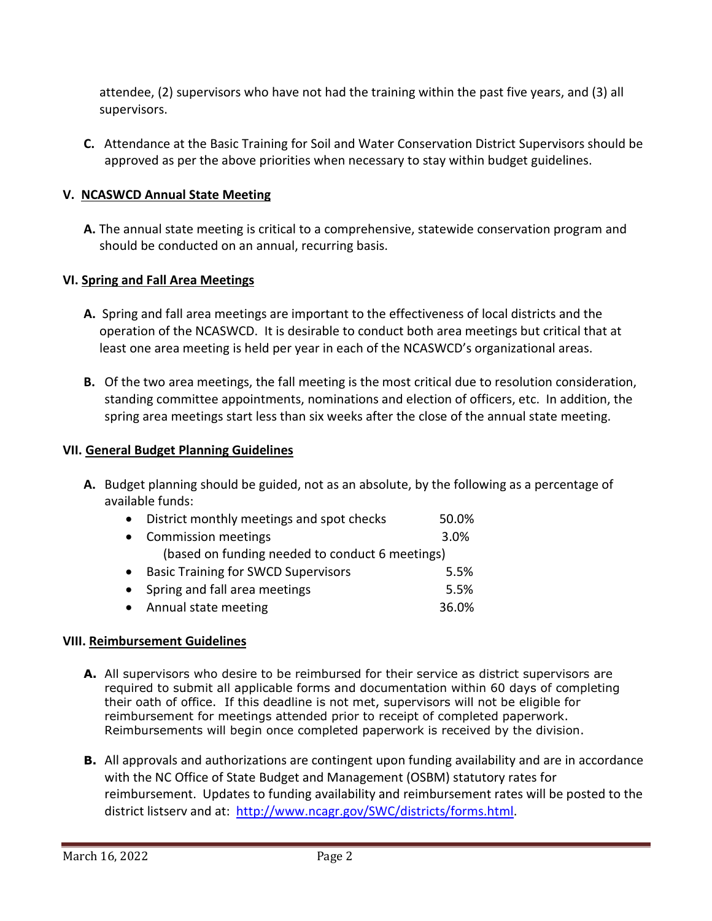attendee, (2) supervisors who have not had the training within the past five years, and (3) all supervisors.

**C.** Attendance at the Basic Training for Soil and Water Conservation District Supervisors should be approved as per the above priorities when necessary to stay within budget guidelines.

## V. NCASWCD Annual State Meeting

**A.** The annual state meeting is critical to a comprehensive, statewide conservation program and should be conducted on an annual, recurring basis.

## VI. Spring and Fall Area Meetings

**A.** Spring and fall area meetings are important to the effectiveness of local districts and the operation of the NCASWCD. It is desirable to conduct both area meetings but critical that at least one area meeting is held per year in each of the NCASWCD's organizational areas.

**B.** Of the two area meetings, the fall meeting is the most critical due to resolution consideration, standing committee appointments, nominations and election of officers, etc. In addition, the spring area meetings start less than six weeks after the close of the annual state meeting.

## VII. General Budget Planning Guidelines

**A.** Budget planning should be guided, not as an absolute, by the following as a percentage of available funds:

- District monthly meetings and spot checks 50.0%
- Commission meetings 3.0%
  (based on funding needed to conduct 6 meetings)
- Basic Training for SWCD Supervisors 5.5%
- Spring and fall area meetings 5.5%
- Annual state meeting 36.0%

## VIII. Reimbursement Guidelines

**A.** All supervisors who desire to be reimbursed for their service as district supervisors are required to submit all applicable forms and documentation within 60 days of completing their oath of office. If this deadline is not met, supervisors will not be eligible for reimbursement for meetings attended prior to receipt of completed paperwork. Reimbursements will begin once completed paperwork is received by the division.

**B.** All approvals and authorizations are contingent upon funding availability and are in accordance with the NC Office of State Budget and Management (OSBM) statutory rates for reimbursement. Updates to funding availability and reimbursement rates will be posted to the district listserv and at: http://www.ncagr.gov/SWC/districts/forms.html.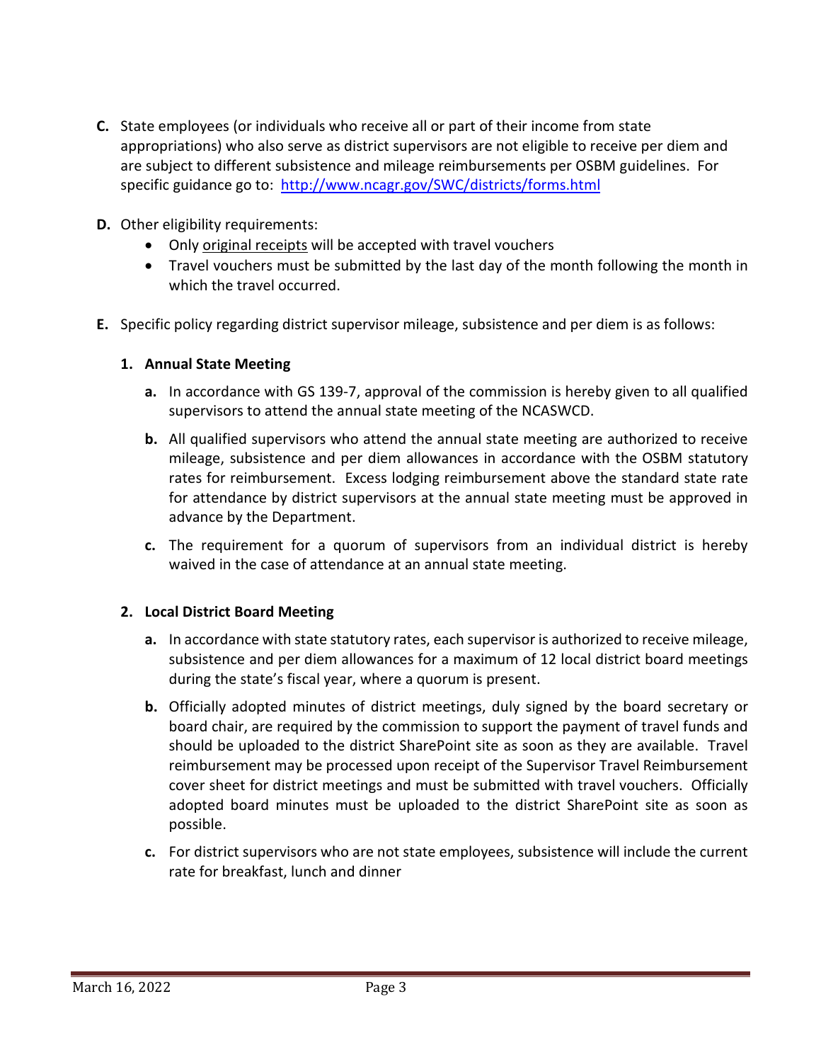**C.** State employees (or individuals who receive all or part of their income from state appropriations) who also serve as district supervisors are not eligible to receive per diem and are subject to different subsistence and mileage reimbursements per OSBM guidelines. For specific guidance go to: [http://www.ncagr.gov/SWC/districts/forms.html](http://www.ncagr.gov/SWC/districts/forms.html)

**D.** Other eligibility requirements:

- Only <u>original receipts</u> will be accepted with travel vouchers
- Travel vouchers must be submitted by the last day of the month following the month in which the travel occurred.

**E.** Specific policy regarding district supervisor mileage, subsistence and per diem is as follows:

**1. Annual State Meeting**

**a.** In accordance with GS 139-7, approval of the commission is hereby given to all qualified supervisors to attend the annual state meeting of the NCASWCD.

**b.** All qualified supervisors who attend the annual state meeting are authorized to receive mileage, subsistence and per diem allowances in accordance with the OSBM statutory rates for reimbursement. Excess lodging reimbursement above the standard state rate for attendance by district supervisors at the annual state meeting must be approved in advance by the Department.

**c.** The requirement for a quorum of supervisors from an individual district is hereby waived in the case of attendance at an annual state meeting.

**2. Local District Board Meeting**

**a.** In accordance with state statutory rates, each supervisor is authorized to receive mileage, subsistence and per diem allowances for a maximum of 12 local district board meetings during the state's fiscal year, where a quorum is present.

**b.** Officially adopted minutes of district meetings, duly signed by the board secretary or board chair, are required by the commission to support the payment of travel funds and should be uploaded to the district SharePoint site as soon as they are available. Travel reimbursement may be processed upon receipt of the Supervisor Travel Reimbursement cover sheet for district meetings and must be submitted with travel vouchers. Officially adopted board minutes must be uploaded to the district SharePoint site as soon as possible.

**c.** For district supervisors who are not state employees, subsistence will include the current rate for breakfast, lunch and dinner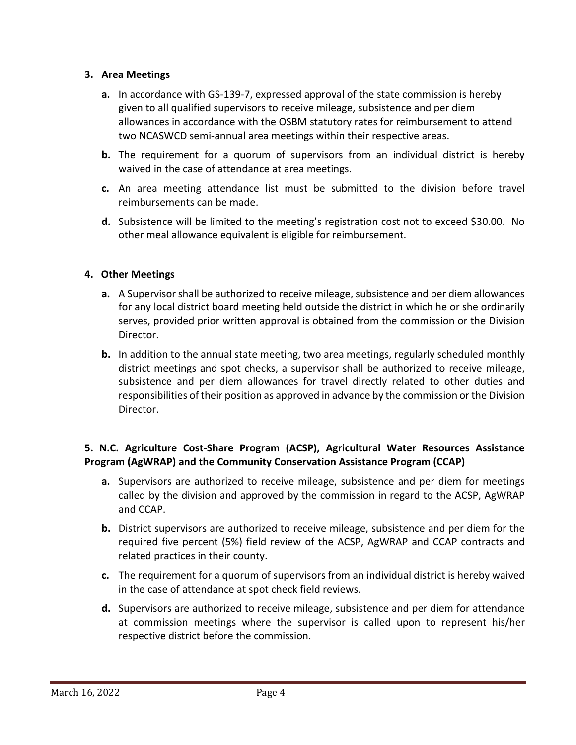**3. Area Meetings**

- **a.** In accordance with GS-139-7, expressed approval of the state commission is hereby given to all qualified supervisors to receive mileage, subsistence and per diem allowances in accordance with the OSBM statutory rates for reimbursement to attend two NCASWCD semi-annual area meetings within their respective areas.
- **b.** The requirement for a quorum of supervisors from an individual district is hereby waived in the case of attendance at area meetings.
- **c.** An area meeting attendance list must be submitted to the division before travel reimbursements can be made.
- **d.** Subsistence will be limited to the meeting's registration cost not to exceed $30.00. No other meal allowance equivalent is eligible for reimbursement.

**4. Other Meetings**

- **a.** A Supervisor shall be authorized to receive mileage, subsistence and per diem allowances for any local district board meeting held outside the district in which he or she ordinarily serves, provided prior written approval is obtained from the commission or the Division Director.
- **b.** In addition to the annual state meeting, two area meetings, regularly scheduled monthly district meetings and spot checks, a supervisor shall be authorized to receive mileage, subsistence and per diem allowances for travel directly related to other duties and responsibilities of their position as approved in advance by the commission or the Division Director.

**5. N.C. Agriculture Cost-Share Program (ACSP), Agricultural Water Resources Assistance Program (AgWRAP) and the Community Conservation Assistance Program (CCAP)**

- **a.** Supervisors are authorized to receive mileage, subsistence and per diem for meetings called by the division and approved by the commission in regard to the ACSP, AgWRAP and CCAP.
- **b.** District supervisors are authorized to receive mileage, subsistence and per diem for the required five percent (5%) field review of the ACSP, AgWRAP and CCAP contracts and related practices in their county.
- **c.** The requirement for a quorum of supervisors from an individual district is hereby waived in the case of attendance at spot check field reviews.
- **d.** Supervisors are authorized to receive mileage, subsistence and per diem for attendance at commission meetings where the supervisor is called upon to represent his/her respective district before the commission.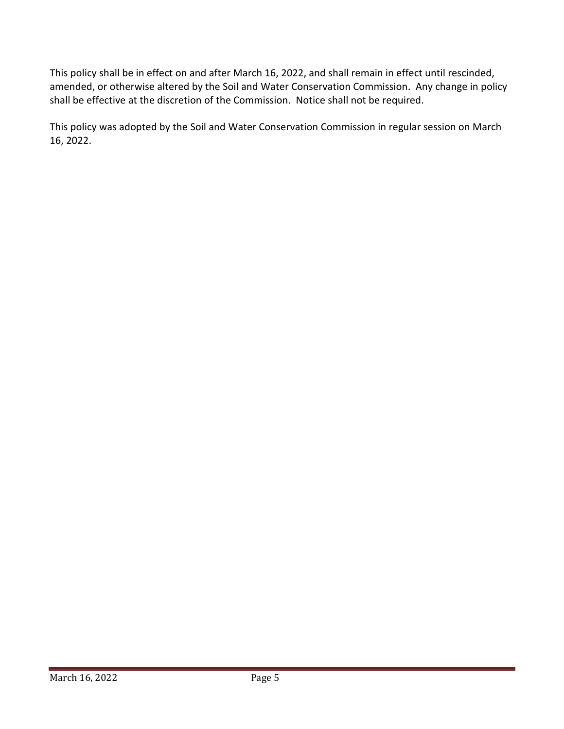This policy shall be in effect on and after March 16, 2022, and shall remain in effect until rescinded, amended, or otherwise altered by the Soil and Water Conservation Commission. Any change in policy shall be effective at the discretion of the Commission. Notice shall not be required.

This policy was adopted by the Soil and Water Conservation Commission in regular session on March 16, 2022.